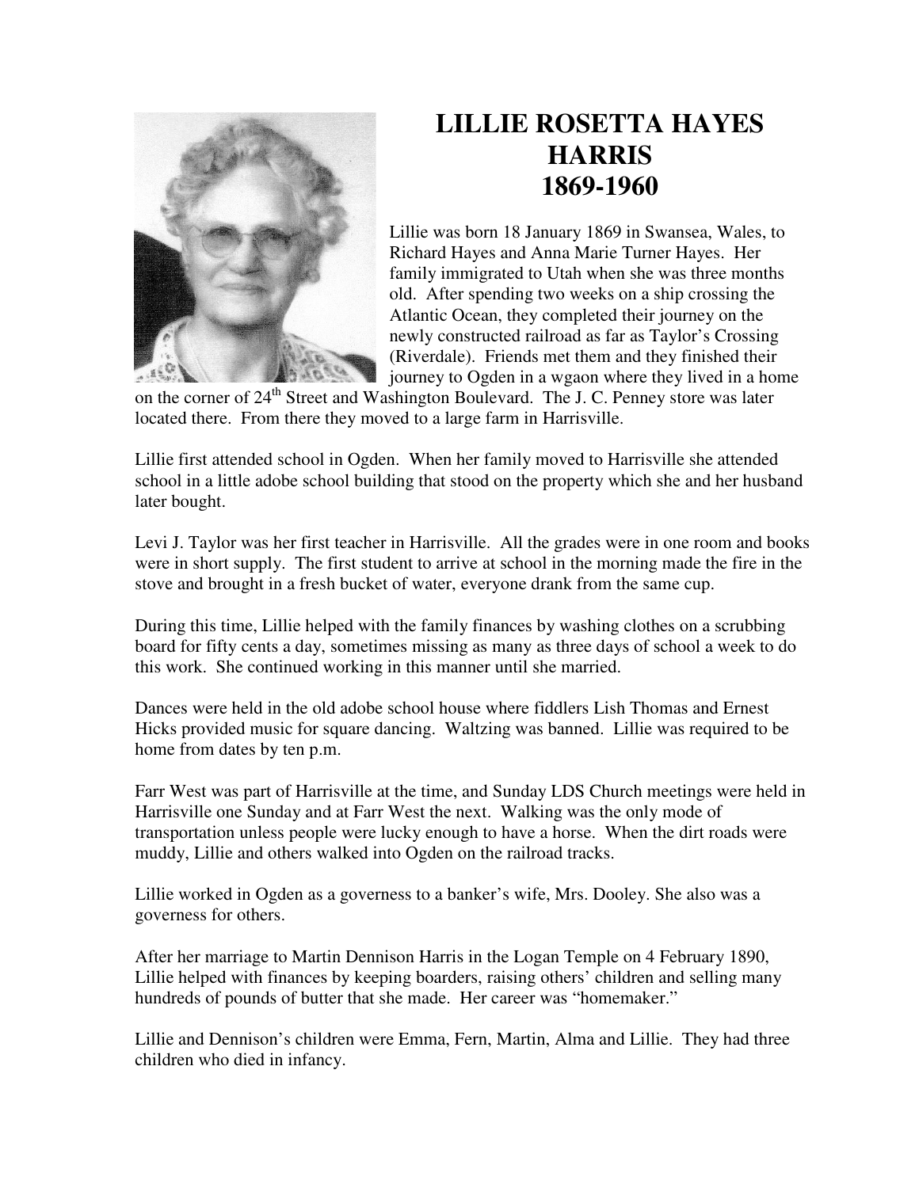# LILLIE ROSETTA HAYES HARRIS
# 1869-1960

Lillie was born 18 January 1869 in Swansea, Wales, to Richard Hayes and Anna Marie Turner Hayes. Her family immigrated to Utah when she was three months old. After spending two weeks on a ship crossing the Atlantic Ocean, they completed their journey on the newly constructed railroad as far as Taylor's Crossing (Riverdale). Friends met them and they finished their journey to Ogden in a wgaon where they lived in a home on the corner of 24th Street and Washington Boulevard. The J. C. Penney store was later located there. From there they moved to a large farm in Harrisville.

Lillie first attended school in Ogden. When her family moved to Harrisville she attended school in a little adobe school building that stood on the property which she and her husband later bought.

Levi J. Taylor was her first teacher in Harrisville. All the grades were in one room and books were in short supply. The first student to arrive at school in the morning made the fire in the stove and brought in a fresh bucket of water, everyone drank from the same cup.

During this time, Lillie helped with the family finances by washing clothes on a scrubbing board for fifty cents a day, sometimes missing as many as three days of school a week to do this work. She continued working in this manner until she married.

Dances were held in the old adobe school house where fiddlers Lish Thomas and Ernest Hicks provided music for square dancing. Waltzing was banned. Lillie was required to be home from dates by ten p.m.

Farr West was part of Harrisville at the time, and Sunday LDS Church meetings were held in Harrisville one Sunday and at Farr West the next. Walking was the only mode of transportation unless people were lucky enough to have a horse. When the dirt roads were muddy, Lillie and others walked into Ogden on the railroad tracks.

Lillie worked in Ogden as a governess to a banker's wife, Mrs. Dooley. She also was a governess for others.

After her marriage to Martin Dennison Harris in the Logan Temple on 4 February 1890, Lillie helped with finances by keeping boarders, raising others' children and selling many hundreds of pounds of butter that she made. Her career was "homemaker."

Lillie and Dennison's children were Emma, Fern, Martin, Alma and Lillie. They had three children who died in infancy.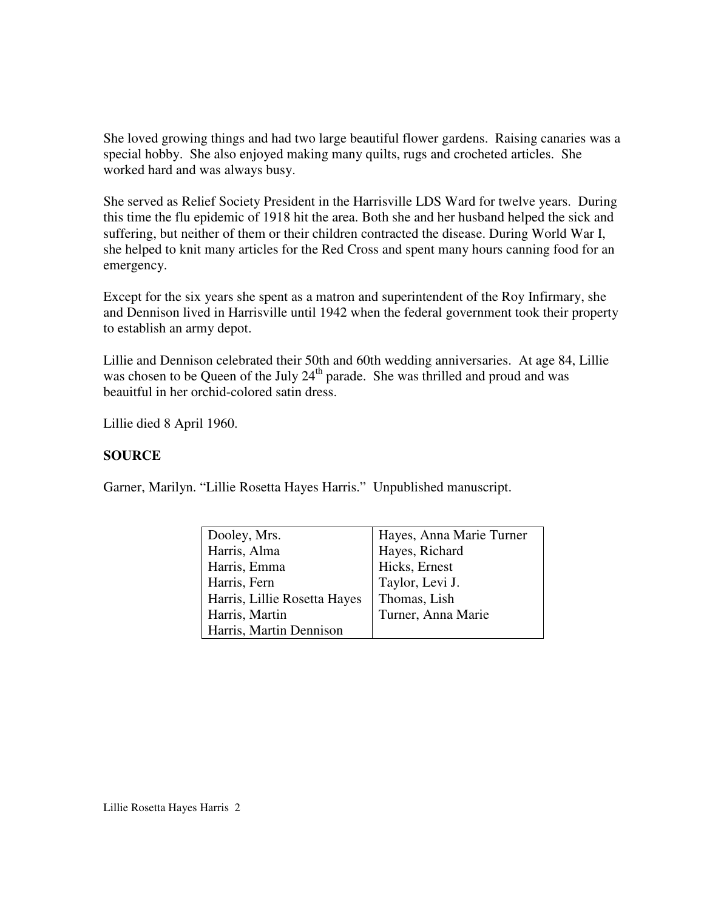She loved growing things and had two large beautiful flower gardens. Raising canaries was a special hobby. She also enjoyed making many quilts, rugs and crocheted articles. She worked hard and was always busy.

She served as Relief Society President in the Harrisville LDS Ward for twelve years. During this time the flu epidemic of 1918 hit the area. Both she and her husband helped the sick and suffering, but neither of them or their children contracted the disease. During World War I, she helped to knit many articles for the Red Cross and spent many hours canning food for an emergency.

Except for the six years she spent as a matron and superintendent of the Roy Infirmary, she and Dennison lived in Harrisville until 1942 when the federal government took their property to establish an army depot.

Lillie and Dennison celebrated their 50th and 60th wedding anniversaries. At age 84, Lillie was chosen to be Queen of the July 24th parade. She was thrilled and proud and was beauitful in her orchid-colored satin dress.

Lillie died 8 April 1960.

**SOURCE**

Garner, Marilyn. "Lillie Rosetta Hayes Harris." Unpublished manuscript.

| | |
|---|---|
| Dooley, Mrs. | Hayes, Anna Marie Turner |
| Harris, Alma | Hayes, Richard |
| Harris, Emma | Hicks, Ernest |
| Harris, Fern | Taylor, Levi J. |
| Harris, Lillie Rosetta Hayes | Thomas, Lish |
| Harris, Martin | Turner, Anna Marie |
| Harris, Martin Dennison | |